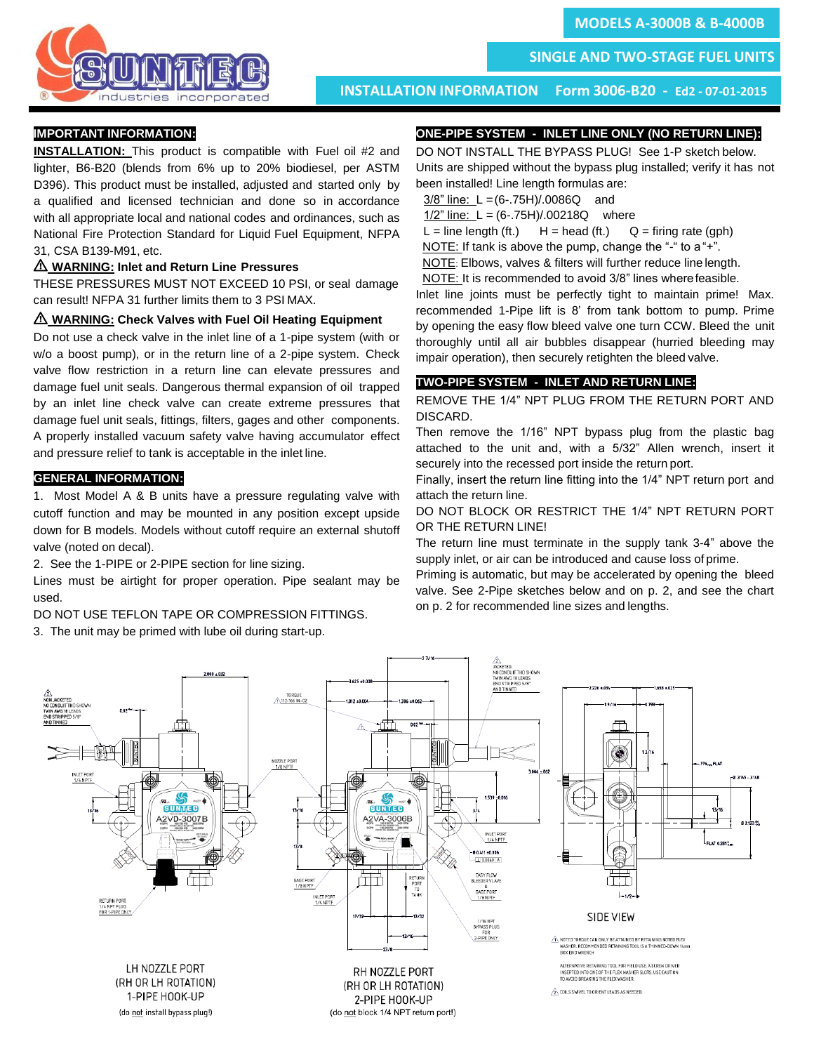# MODELS A-3000B & B-4000B

## SINGLE AND TWO-STAGE FUEL UNITS

**INSTALLATION INFORMATION Form 3006-B20 - Ed2 - 07-01-2015**

## IMPORTANT INFORMATION:

**INSTALLATION:** This product is compatible with Fuel oil #2 and lighter, B6-B20 (blends from 6% up to 20% biodiesel, per ASTM D396). This product must be installed, adjusted and started only by a qualified and licensed technician and done so in accordance with all appropriate local and national codes and ordinances, such as National Fire Protection Standard for Liquid Fuel Equipment, NFPA 31, CSA B139-M91, etc.

**⚠ WARNING: Inlet and Return Line Pressures**

THESE PRESSURES MUST NOT EXCEED 10 PSI, or seal damage can result! NFPA 31 further limits them to 3 PSI MAX.

**⚠ WARNING: Check Valves with Fuel Oil Heating Equipment**

Do not use a check valve in the inlet line of a 1-pipe system (with or w/o a boost pump), or in the return line of a 2-pipe system. Check valve flow restriction in a return line can elevate pressures and damage fuel unit seals. Dangerous thermal expansion of oil trapped by an inlet line check valve can create extreme pressures that damage fuel unit seals, fittings, filters, gages and other components. A properly installed vacuum safety valve having accumulator effect and pressure relief to tank is acceptable in the inlet line.

## GENERAL INFORMATION:

1. Most Model A & B units have a pressure regulating valve with cutoff function and may be mounted in any position except upside down for B models. Models without cutoff require an external shutoff valve (noted on decal).
2. See the 1-PIPE or 2-PIPE section for line sizing.

Lines must be airtight for proper operation. Pipe sealant may be used.

DO NOT USE TEFLON TAPE OR COMPRESSION FITTINGS.

3. The unit may be primed with lube oil during start-up.

## ONE-PIPE SYSTEM - INLET LINE ONLY (NO RETURN LINE):

DO NOT INSTALL THE BYPASS PLUG! See 1-P sketch below. Units are shipped without the bypass plug installed; verify it has not been installed! Line length formulas are:

3/8" line: $L = (6-.75H)/.0086Q$ and

1/2" line: $L = (6-.75H)/.00218Q$ where

L = line length (ft.) H = head (ft.) Q = firing rate (gph)

NOTE: If tank is above the pump, change the "-" to a "+".

NOTE: Elbows, valves & filters will further reduce line length.

NOTE: It is recommended to avoid 3/8" lines where feasible.

Inlet line joints must be perfectly tight to maintain prime! Max. recommended 1-Pipe lift is 8' from tank bottom to pump. Prime by opening the easy flow bleed valve one turn CCW. Bleed the unit thoroughly until all air bubbles disappear (hurried bleeding may impair operation), then securely retighten the bleed valve.

## TWO-PIPE SYSTEM - INLET AND RETURN LINE:

REMOVE THE 1/4" NPT PLUG FROM THE RETURN PORT AND DISCARD.

Then remove the 1/16" NPT bypass plug from the plastic bag attached to the unit and, with a 5/32" Allen wrench, insert it securely into the recessed port inside the return port.

Finally, insert the return line fitting into the 1/4" NPT return port and attach the return line.

DO NOT BLOCK OR RESTRICT THE 1/4" NPT RETURN PORT OR THE RETURN LINE!

The return line must terminate in the supply tank 3-4" above the supply inlet, or air can be introduced and cause loss of prime.

Priming is automatic, but may be accelerated by opening the bleed valve. See 2-Pipe sketches below and on p. 2, and see the chart on p. 2 for recommended line sizes and lengths.

LH NOZZLE PORT
(RH OR LH ROTATION)
1-PIPE HOOK-UP
(do not install bypass plug!)

RH NOZZLE PORT
(RH OR LH ROTATION)
2-PIPE HOOK-UP
(do not block 1/4 NPT return port!)

SIDE VIEW

⚠ NOTED TORQUE CAN ONLY BE ATTAINED BY RETAINING NOTED FLEX WASHER. RECOMMENDED RETAINING TOOL IS A THINNED-DOWN 1mm BOX END WRENCH

ALTERNATIVE RETAINING TOOL FOR FIELD USE: A SCREW DRIVER INSERTED INTO ONE OF THE FLEX WASHER SLOTS. USE CAUTION TO AVOID BREAKING THE FLEX WASHER.

⚠ COILS SWIVEL TO ORIENT LEADS AS NEEDED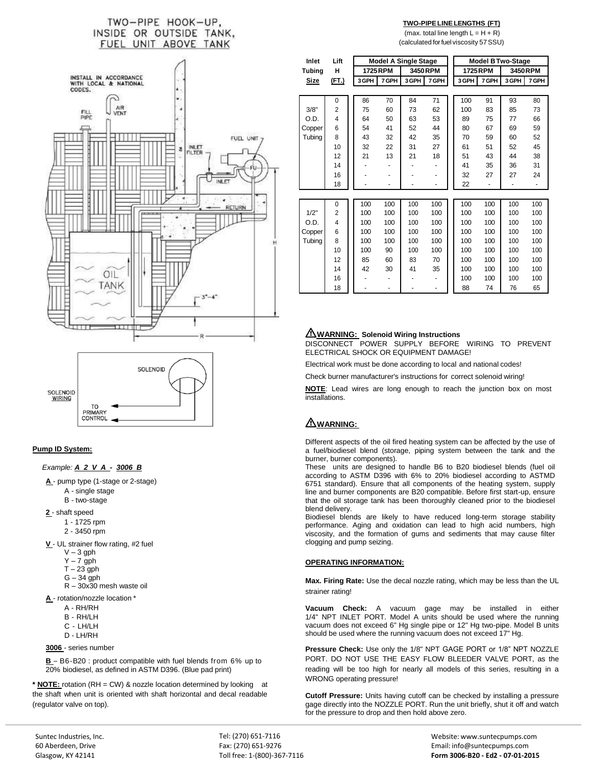TWO-PIPE HOOK-UP, INSIDE OR OUTSIDE TANK, FUEL UNIT ABOVE TANK

INSTALL IN ACCORDANCE WITH LOCAL & NATIONAL CODES.

FILL PIPE
AIR VENT
FUEL UNIT
INLET FILTER
FU
INLET
RETURN
OIL TANK
H
3"-4"
R

SOLENOID
SOLENOID WIRING
TO PRIMARY CONTROL

**TWO-PIPE LINE LENGTHS (FT)**
(max. total line length L = H + R)
(calculated for fuel viscosity 57 SSU)

| Inlet Tubing Size | Lift H (FT.) | Model A Single Stage | | | | Model B Two-Stage | | | |
|---|---|---|---|---|---|---|---|---|---|
| | | 1725 RPM | | 3450 RPM | | 1725 RPM | | 3450 RPM | |
| | | 3 GPH | 7 GPH | 3 GPH | 7 GPH | 3 GPH | 7 GPH | 3 GPH | 7 GPH |
| | 0 | 86 | 70 | 84 | 71 | 100 | 91 | 93 | 80 |
| 3/8" | 2 | 75 | 60 | 73 | 62 | 100 | 83 | 85 | 73 |
| O.D. | 4 | 64 | 50 | 63 | 53 | 89 | 75 | 77 | 66 |
| Copper | 6 | 54 | 41 | 52 | 44 | 80 | 67 | 69 | 59 |
| Tubing | 8 | 43 | 32 | 42 | 35 | 70 | 59 | 60 | 52 |
| | 10 | 32 | 22 | 31 | 27 | 61 | 51 | 52 | 45 |
| | 12 | 21 | 13 | 21 | 18 | 51 | 43 | 44 | 38 |
| | 14 | - | - | - | - | 41 | 35 | 36 | 31 |
| | 16 | - | - | - | - | 32 | 27 | 27 | 24 |
| | 18 | - | - | - | - | 22 | - | - | - |
| | 0 | 100 | 100 | 100 | 100 | 100 | 100 | 100 | 100 |
| 1/2" | 2 | 100 | 100 | 100 | 100 | 100 | 100 | 100 | 100 |
| O.D. | 4 | 100 | 100 | 100 | 100 | 100 | 100 | 100 | 100 |
| Copper | 6 | 100 | 100 | 100 | 100 | 100 | 100 | 100 | 100 |
| Tubing | 8 | 100 | 100 | 100 | 100 | 100 | 100 | 100 | 100 |
| | 10 | 100 | 90 | 100 | 100 | 100 | 100 | 100 | 100 |
| | 12 | 85 | 60 | 83 | 70 | 100 | 100 | 100 | 100 |
| | 14 | 42 | 30 | 41 | 35 | 100 | 100 | 100 | 100 |
| | 16 | - | - | - | - | 100 | 100 | 100 | 100 |
| | 18 | - | - | - | - | 88 | 74 | 76 | 65 |

**Pump ID System:**

*Example:* ***A 2 V A - 3006 B***

**A** - pump type (1-stage or 2-stage)
- A - single stage
- B - two-stage

**2** - shaft speed
- 1 - 1725 rpm
- 2 - 3450 rpm

**V** - UL strainer flow rating, #2 fuel
- V – 3 gph
- Y – 7 gph
- T – 23 gph
- G – 34 gph
- R – 30x30 mesh waste oil

**A** - rotation/nozzle location *
- A - RH/RH
- B - RH/LH
- C - LH/LH
- D - LH/RH

**3006** - series number

**B** – B6-B20 : product compatible with fuel blends from 6% up to 20% biodiesel, as defined in ASTM D396. (Blue pad print)

**\* NOTE:** rotation (RH = CW) & nozzle location determined by looking at the shaft when unit is oriented with shaft horizontal and decal readable (regulator valve on top).

**⚠WARNING: Solenoid Wiring Instructions**

DISCONNECT POWER SUPPLY BEFORE WIRING TO PREVENT ELECTRICAL SHOCK OR EQUIPMENT DAMAGE!

Electrical work must be done according to local and national codes!

Check burner manufacturer's instructions for correct solenoid wiring!

**NOTE**: Lead wires are long enough to reach the junction box on most installations.

**⚠WARNING:**

Different aspects of the oil fired heating system can be affected by the use of a fuel/biodiesel blend (storage, piping system between the tank and the burner, burner components).

These units are designed to handle B6 to B20 biodiesel blends (fuel oil according to ASTM D396 with 6% to 20% biodiesel according to ASTMD 6751 standard). Ensure that all components of the heating system, supply line and burner components are B20 compatible. Before first start-up, ensure that the oil storage tank has been thoroughly cleaned prior to the biodiesel blend delivery.

Biodiesel blends are likely to have reduced long-term storage stability performance. Aging and oxidation can lead to high acid numbers, high viscosity, and the formation of gums and sediments that may cause filter clogging and pump seizing.

**OPERATING INFORMATION:**

**Max. Firing Rate:** Use the decal nozzle rating, which may be less than the UL strainer rating!

**Vacuum Check:** A vacuum gage may be installed in either 1/4" NPT INLET PORT. Model A units should be used where the running vacuum does not exceed 6" Hg single pipe or 12" Hg two-pipe. Model B units should be used where the running vacuum does not exceed 17" Hg.

**Pressure Check:** Use only the 1/8" NPT GAGE PORT or 1/8" NPT NOZZLE PORT. DO NOT USE THE EASY FLOW BLEEDER VALVE PORT, as the reading will be too high for nearly all models of this series, resulting in a WRONG operating pressure!

**Cutoff Pressure:** Units having cutoff can be checked by installing a pressure gage directly into the NOZZLE PORT. Run the unit briefly, shut it off and watch for the pressure to drop and then hold above zero.

Suntec Industries, Inc.
60 Aberdeen, Drive
Glasgow, KY 42141

Tel: (270) 651-7116
Fax: (270) 651-9276
Toll free: 1-(800)-367-7116

Website: www.suntecpumps.com
Email: info@suntecpumps.com
**Form 3006-B20 - Ed2 - 07-01-2015**